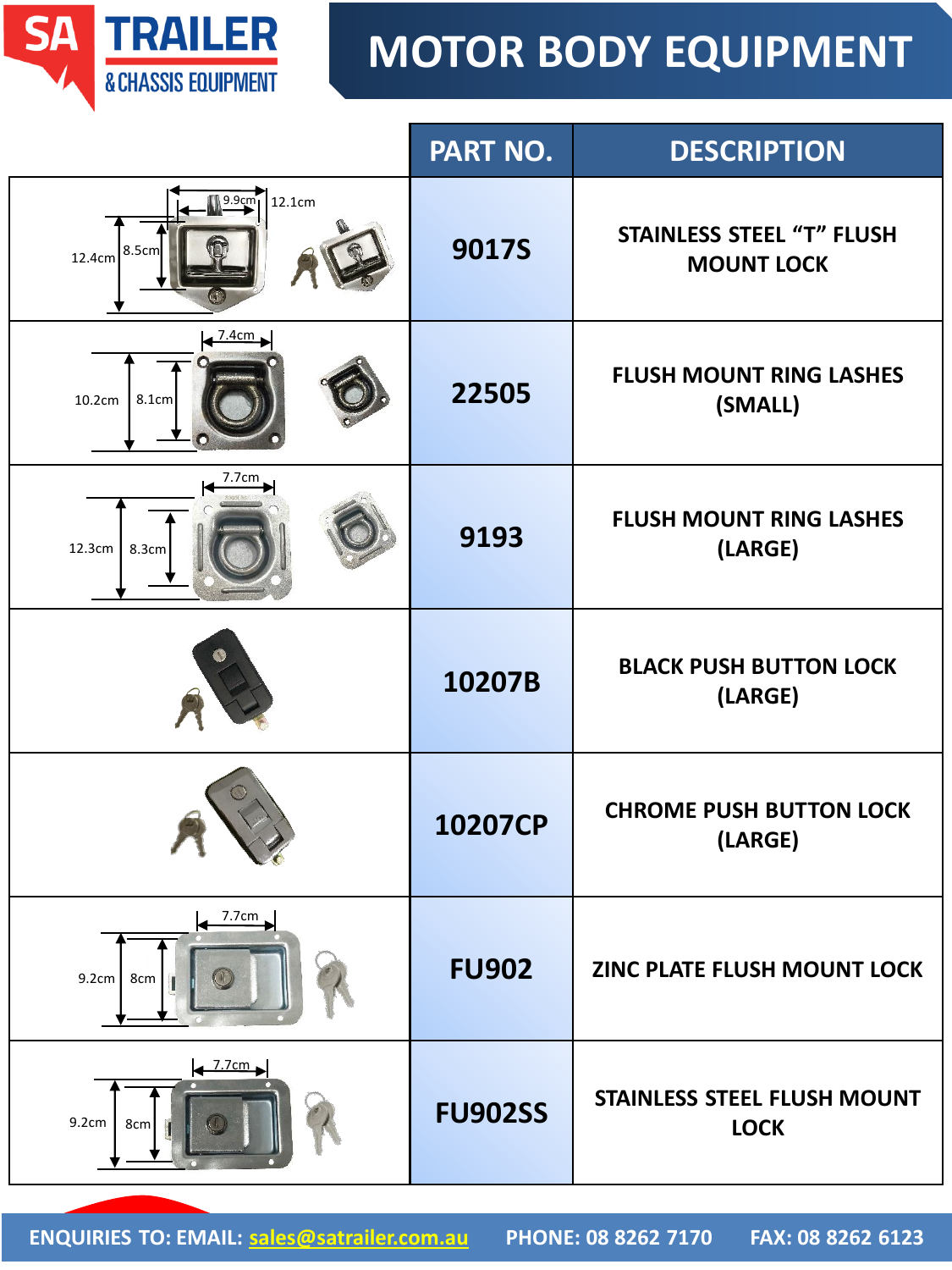SA TRAILER & CHASSIS EQUIPMENT

# MOTOR BODY EQUIPMENT

| | PART NO. | DESCRIPTION |
|---|---|---|
| 9.9cm, 12.1cm, 12.4cm, 8.5cm | 9017S | STAINLESS STEEL "T" FLUSH MOUNT LOCK |
| 7.4cm, 10.2cm, 8.1cm | 22505 | FLUSH MOUNT RING LASHES (SMALL) |
| 7.7cm, 12.3cm, 8.3cm | 9193 | FLUSH MOUNT RING LASHES (LARGE) |
| | 10207B | BLACK PUSH BUTTON LOCK (LARGE) |
| | 10207CP | CHROME PUSH BUTTON LOCK (LARGE) |
| 7.7cm, 9.2cm, 8cm | FU902 | ZINC PLATE FLUSH MOUNT LOCK |
| 7.7cm, 9.2cm, 8cm | FU902SS | STAINLESS STEEL FLUSH MOUNT LOCK |

ENQUIRIES TO: EMAIL: sales@satrailer.com.au PHONE: 08 8262 7170 FAX: 08 8262 6123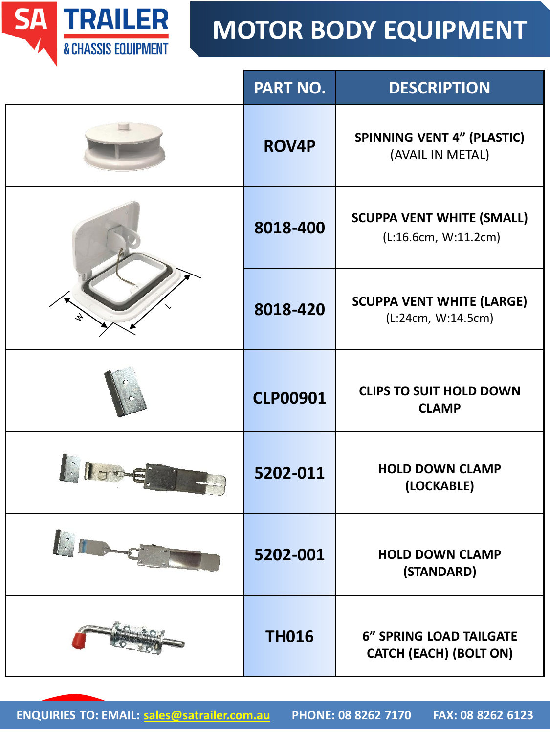# MOTOR BODY EQUIPMENT

| | PART NO. | DESCRIPTION |
|---|---|---|
| | ROV4P | **SPINNING VENT 4" (PLASTIC)** (AVAIL IN METAL) |
| | 8018-400 | **SCUPPA VENT WHITE (SMALL)** (L:16.6cm, W:11.2cm) |
| | 8018-420 | **SCUPPA VENT WHITE (LARGE)** (L:24cm, W:14.5cm) |
| | CLP00901 | **CLIPS TO SUIT HOLD DOWN CLAMP** |
| | 5202-011 | **HOLD DOWN CLAMP (LOCKABLE)** |
| | 5202-001 | **HOLD DOWN CLAMP (STANDARD)** |
| | TH016 | **6" SPRING LOAD TAILGATE CATCH (EACH) (BOLT ON)** |

ENQUIRIES TO: EMAIL: sales@satrailer.com.au PHONE: 08 8262 7170 FAX: 08 8262 6123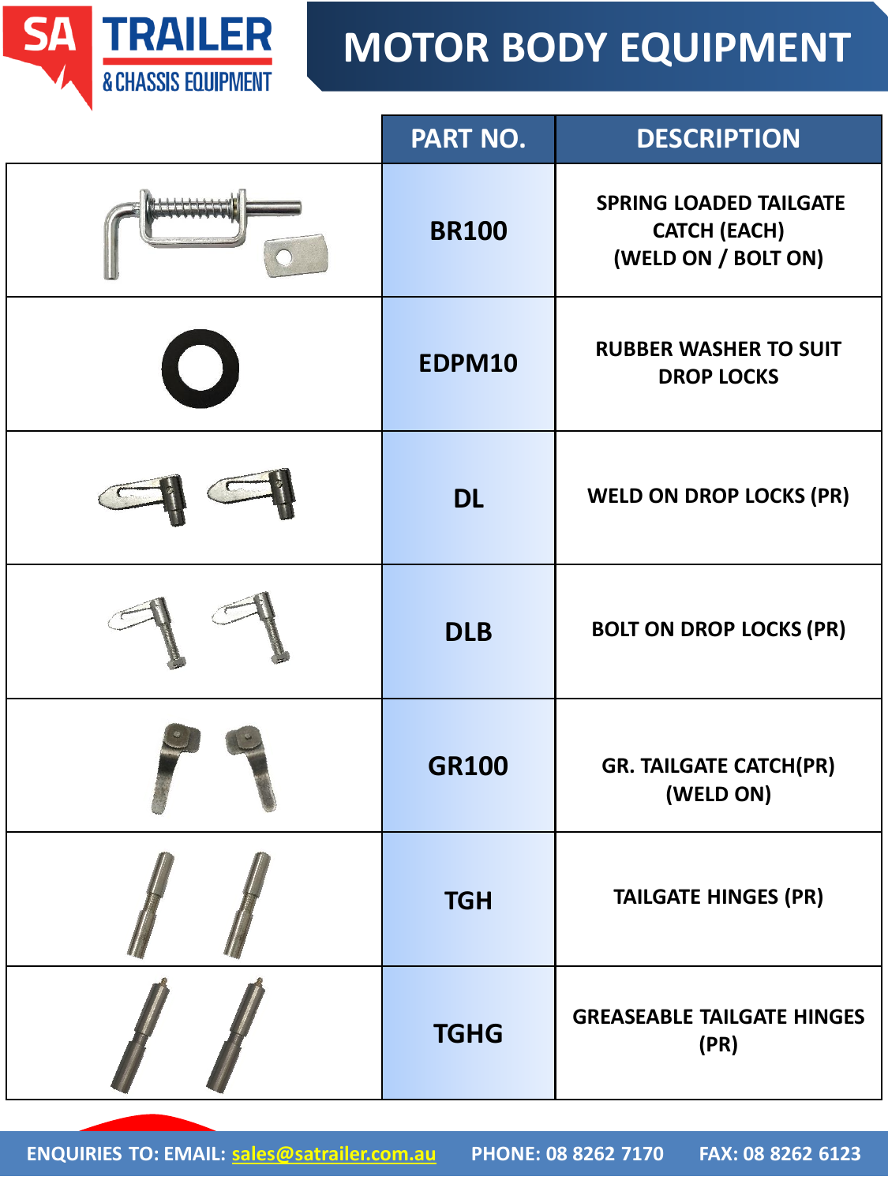# MOTOR BODY EQUIPMENT

| | PART NO. | DESCRIPTION |
|---|---|---|
| | BR100 | SPRING LOADED TAILGATE CATCH (EACH) (WELD ON / BOLT ON) |
| | EDPM10 | RUBBER WASHER TO SUIT DROP LOCKS |
| | DL | WELD ON DROP LOCKS (PR) |
| | DLB | BOLT ON DROP LOCKS (PR) |
| | GR100 | GR. TAILGATE CATCH(PR) (WELD ON) |
| | TGH | TAILGATE HINGES (PR) |
| | TGHG | GREASEABLE TAILGATE HINGES (PR) |

ENQUIRIES TO: EMAIL: sales@satrailer.com.au PHONE: 08 8262 7170 FAX: 08 8262 6123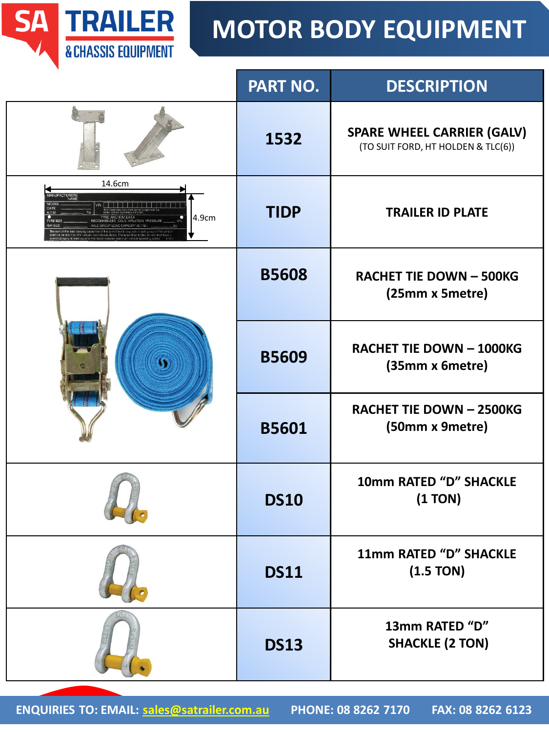# MOTOR BODY EQUIPMENT

| PART NO. | DESCRIPTION |
|---|---|
| 1532 | SPARE WHEEL CARRIER (GALV) (TO SUIT FORD, HT HOLDEN & TLC(6)) |
| TIDP | TRAILER ID PLATE |
| B5608 | RACHET TIE DOWN – 500KG (25mm x 5metre) |
| B5609 | RACHET TIE DOWN – 1000KG (35mm x 6metre) |
| B5601 | RACHET TIE DOWN – 2500KG (50mm x 9metre) |
| DS10 | 10mm RATED "D" SHACKLE (1 TON) |
| DS11 | 11mm RATED "D" SHACKLE (1.5 TON) |
| DS13 | 13mm RATED "D" SHACKLE (2 TON) |

ENQUIRIES TO: EMAIL: sales@satrailer.com.au PHONE: 08 8262 7170 FAX: 08 8262 6123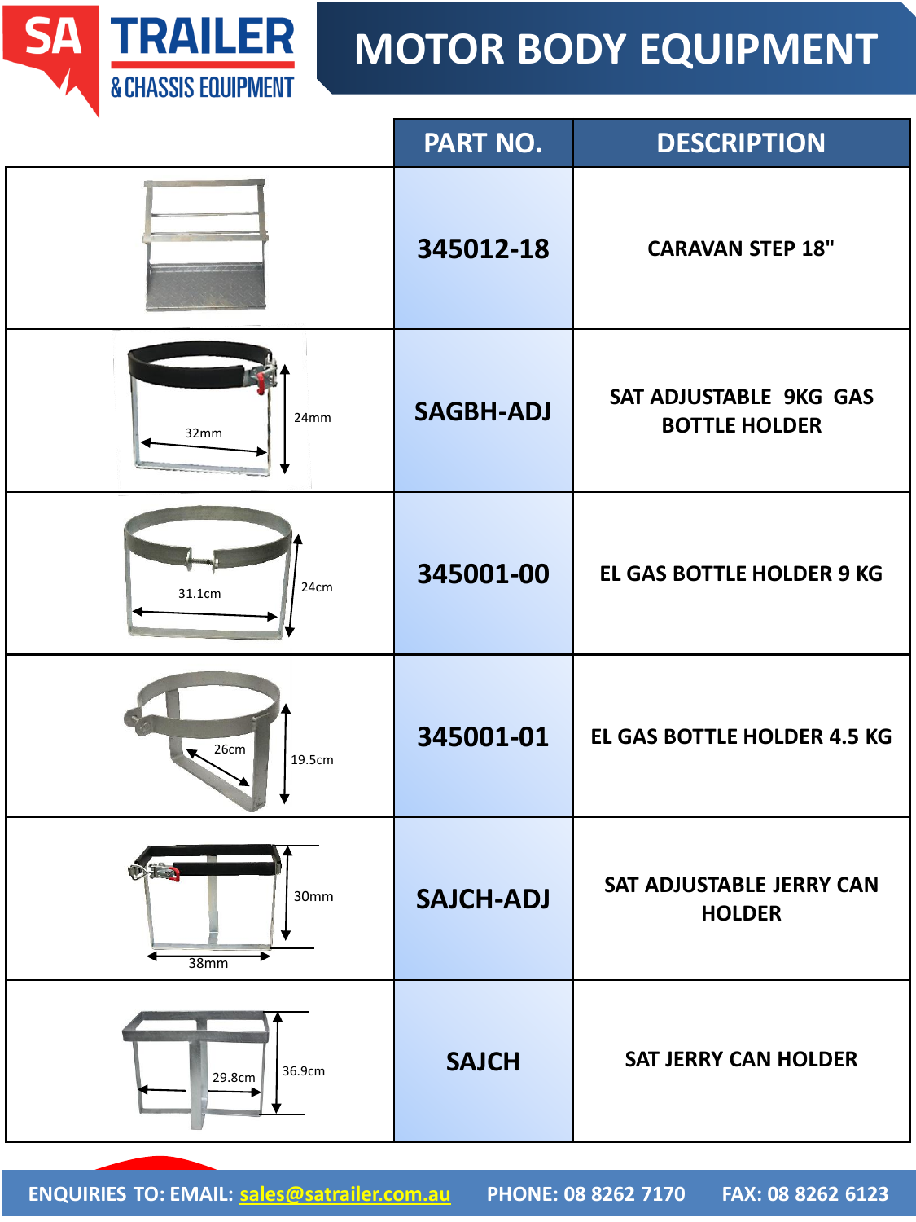# MOTOR BODY EQUIPMENT

SA TRAILER & CHASSIS EQUIPMENT

| | PART NO. | DESCRIPTION |
|---|---|---|
| | 345012-18 | CARAVAN STEP 18" |
| 32mm, 24mm | SAGBH-ADJ | SAT ADJUSTABLE 9KG GAS BOTTLE HOLDER |
| 31.1cm, 24cm | 345001-00 | EL GAS BOTTLE HOLDER 9 KG |
| 26cm, 19.5cm | 345001-01 | EL GAS BOTTLE HOLDER 4.5 KG |
| 38mm, 30mm | SAJCH-ADJ | SAT ADJUSTABLE JERRY CAN HOLDER |
| 29.8cm, 36.9cm | SAJCH | SAT JERRY CAN HOLDER |

ENQUIRIES TO: EMAIL: sales@satrailer.com.au PHONE: 08 8262 7170 FAX: 08 8262 6123